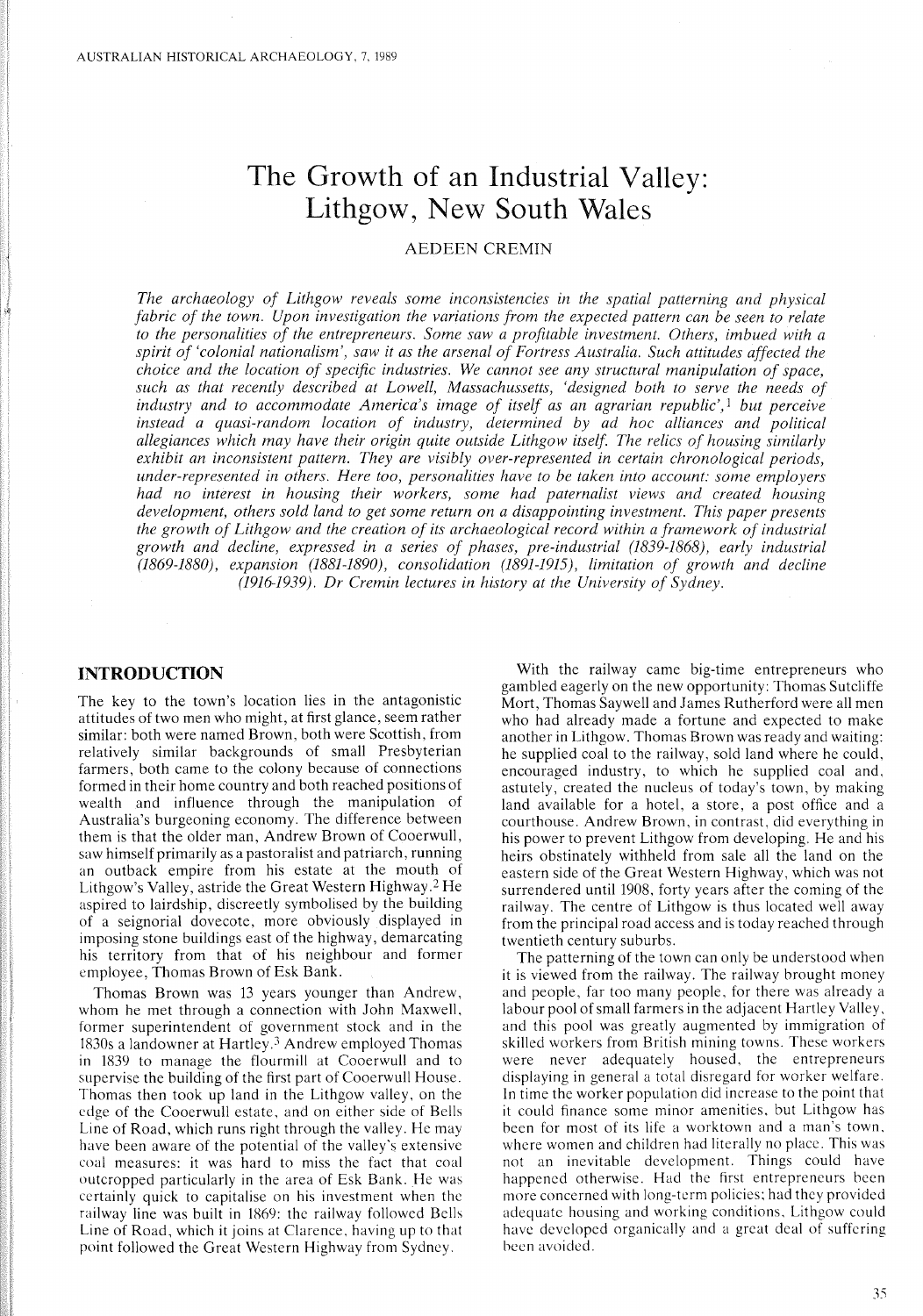# The Growth of an Industrial Valley: Lithgow, New South Wales

AEDEEN CREMIN

*The archaeology of Lithgow reveals some inconsistencies in the spatial patterning and physical fabric of the town. Upon investigation the variations from the expected pattern can be seen to relate to the personalities of the entrepreneurs. Some saw a profitable investment. Others, imbued with a spirit of 'colonial nationalism', saw it as the arsenal of Fortress Australia. Such attitudes affected the choice and the location of specific industries. We cannot see any structural manipulation of space, such as that recently described at Lowell, Massachussetts, 'designed both to serve the needs of industry and to accommodate America's image of itself as an agrarian republic',[1] but perceive instead a quasi-random location of industry, determined by ad hoc alliances and political allegiances which may have their origin quite outside Lithgow itself. The relics of housing similarly exhibit an inconsistent pattern. They are visibly over-represented in certain chronological periods, under-represented in others. Here too, personalities have to be taken into account: some employers had no interest in housing their workers, some had paternalist views and created housing development, others sold land to get some return on a disappointing investment. This paper presents the growth of Lithgow and the creation of its archaeological record within a framework of industrial growth and decline, expressed in a series of phases, pre-industrial (1839-1868), early industrial (1869-1880), expansion (1881-1890), consolidation (1891-1915), limitation of growth and decline (1916-1939). Dr Cremin lectures in history at the University of Sydney.*

## INTRODUCTION

The key to the town's location lies in the antagonistic attitudes of two men who might, at first glance, seem rather similar: both were named Brown, both were Scottish, from relatively similar backgrounds of small Presbyterian farmers, both came to the colony because of connections formed in their home country and both reached positions of wealth and influence through the manipulation of Australia's burgeoning economy. The difference between them is that the older man, Andrew Brown of Cooerwull, saw himself primarily as a pastoralist and patriarch, running an outback empire from his estate at the mouth of Lithgow's Valley, astride the Great Western Highway.[2] He aspired to lairdship, discreetly symbolised by the building of a seignorial dovecote, more obviously displayed in imposing stone buildings east of the highway, demarcating his territory from that of his neighbour and former employee, Thomas Brown of Esk Bank.

Thomas Brown was 13 years younger than Andrew, whom he met through a connection with John Maxwell, former superintendent of government stock and in the 1830s a landowner at Hartley.[3] Andrew employed Thomas in 1839 to manage the flourmill at Cooerwull and to supervise the building of the first part of Cooerwull House. Thomas then took up land in the Lithgow valley, on the edge of the Cooerwull estate, and on either side of Bells Line of Road, which runs right through the valley. He may have been aware of the potential of the valley's extensive coal measures: it was hard to miss the fact that coal outcropped particularly in the area of Esk Bank. He was certainly quick to capitalise on his investment when the railway line was built in 1869: the railway followed Bells Line of Road, which it joins at Clarence, having up to that point followed the Great Western Highway from Sydney.

With the railway came big-time entrepreneurs who gambled eagerly on the new opportunity: Thomas Sutcliffe Mort, Thomas Saywell and James Rutherford were all men who had already made a fortune and expected to make another in Lithgow. Thomas Brown was ready and waiting: he supplied coal to the railway, sold land where he could, encouraged industry, to which he supplied coal and, astutely, created the nucleus of today's town, by making land available for a hotel, a store, a post office and a courthouse. Andrew Brown, in contrast, did everything in his power to prevent Lithgow from developing. He and his heirs obstinately withheld from sale all the land on the eastern side of the Great Western Highway, which was not surrendered until 1908, forty years after the coming of the railway. The centre of Lithgow is thus located well away from the principal road access and is today reached through twentieth century suburbs.

The patterning of the town can only be understood when it is viewed from the railway. The railway brought money and people, far too many people, for there was already a labour pool of small farmers in the adjacent Hartley Valley, and this pool was greatly augmented by immigration of skilled workers from British mining towns. These workers were never adequately housed, the entrepreneurs displaying in general a total disregard for worker welfare. In time the worker population did increase to the point that it could finance some minor amenities, but Lithgow has been for most of its life a worktown and a man's town, where women and children had literally no place. This was not an inevitable development. Things could have happened otherwise. Had the first entrepreneurs been more concerned with long-term policies; had they provided adequate housing and working conditions, Lithgow could have developed organically and a great deal of suffering been avoided.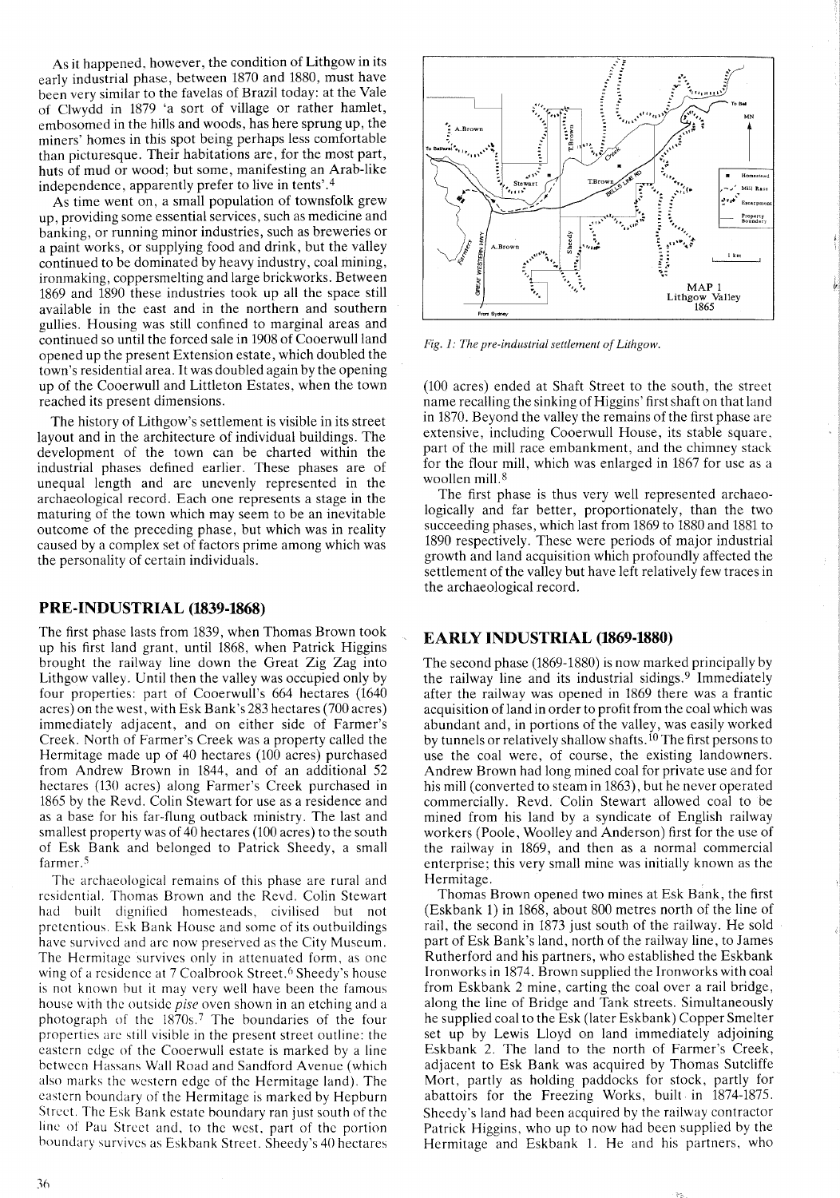As it happened, however, the condition of Lithgow in its early industrial phase, between 1870 and 1880, must have been very similar to the favelas of Brazil today: at the Vale of Clwydd in 1879 'a sort of village or rather hamlet, embosomed in the hills and woods, has here sprung up, the miners' homes in this spot being perhaps less comfortable than picturesque. Their habitations are, for the most part, huts of mud or wood; but some, manifesting an Arab-like independence, apparently prefer to live in tents'.[4]

As time went on, a small population of townsfolk grew up, providing some essential services, such as medicine and banking, or running minor industries, such as breweries or a paint works, or supplying food and drink, but the valley continued to be dominated by heavy industry, coal mining, ironmaking, coppersmelting and large brickworks. Between 1869 and 1890 these industries took up all the space still available in the east and in the northern and southern gullies. Housing was still confined to marginal areas and continued so until the forced sale in 1908 of Cooerwull land opened up the present Extension estate, which doubled the town's residential area. It was doubled again by the opening up of the Cooerwull and Littleton Estates, when the town reached its present dimensions.

The history of Lithgow's settlement is visible in its street layout and in the architecture of individual buildings. The development of the town can be charted within the industrial phases defined earlier. These phases are of unequal length and are unevenly represented in the archaeological record. Each one represents a stage in the maturing of the town which may seem to be an inevitable outcome of the preceding phase, but which was in reality caused by a complex set of factors prime among which was the personality of certain individuals.

## PRE-INDUSTRIAL (1839-1868)

The first phase lasts from 1839, when Thomas Brown took up his first land grant, until 1868, when Patrick Higgins brought the railway line down the Great Zig Zag into Lithgow valley. Until then the valley was occupied only by four properties: part of Cooerwull's 664 hectares (1640 acres) on the west, with Esk Bank's 283 hectares (700 acres) immediately adjacent, and on either side of Farmer's Creek. North of Farmer's Creek was a property called the Hermitage made up of 40 hectares (100 acres) purchased from Andrew Brown in 1844, and of an additional 52 hectares (130 acres) along Farmer's Creek purchased in 1865 by the Revd. Colin Stewart for use as a residence and as a base for his far-flung outback ministry. The last and smallest property was of 40 hectares (100 acres) to the south of Esk Bank and belonged to Patrick Sheedy, a small farmer.[5]

The archaeological remains of this phase are rural and residential. Thomas Brown and the Revd. Colin Stewart had built dignified homesteads, civilised but not pretentious. Esk Bank House and some of its outbuildings have survived and are now preserved as the City Museum. The Hermitage survives only in attenuated form, as one wing of a residence at 7 Coalbrook Street.[6] Sheedy's house is not known but it may very well have been the famous house with the outside *pise* oven shown in an etching and a photograph of the 1870s.[7] The boundaries of the four properties are still visible in the present street outline: the eastern edge of the Cooerwull estate is marked by a line between Hassans Wall Road and Sandford Avenue (which also marks the western edge of the Hermitage land). The eastern boundary of the Hermitage is marked by Hepburn Street. The Esk Bank estate boundary ran just south of the line of Pau Street and, to the west, part of the portion boundary survives as Eskbank Street. Sheedy's 40 hectares (100 acres) ended at Shaft Street to the south, the street name recalling the sinking of Higgins' first shaft on that land in 1870. Beyond the valley the remains of the first phase are extensive, including Cooerwull House, its stable square, part of the mill race embankment, and the chimney stack for the flour mill, which was enlarged in 1867 for use as a woollen mill.[8]

*Fig. 1: The pre-industrial settlement of Lithgow.*

The first phase is thus very well represented archaeologically and far better, proportionately, than the two succeeding phases, which last from 1869 to 1880 and 1881 to 1890 respectively. These were periods of major industrial growth and land acquisition which profoundly affected the settlement of the valley but have left relatively few traces in the archaeological record.

## EARLY INDUSTRIAL (1869-1880)

The second phase (1869-1880) is now marked principally by the railway line and its industrial sidings.[9] Immediately after the railway was opened in 1869 there was a frantic acquisition of land in order to profit from the coal which was abundant and, in portions of the valley, was easily worked by tunnels or relatively shallow shafts.[10] The first persons to use the coal were, of course, the existing landowners. Andrew Brown had long mined coal for private use and for his mill (converted to steam in 1863), but he never operated commercially. Revd. Colin Stewart allowed coal to be mined from his land by a syndicate of English railway workers (Poole, Woolley and Anderson) first for the use of the railway in 1869, and then as a normal commercial enterprise; this very small mine was initially known as the Hermitage.

Thomas Brown opened two mines at Esk Bank, the first (Eskbank 1) in 1868, about 800 metres north of the line of rail, the second in 1873 just south of the railway. He sold part of Esk Bank's land, north of the railway line, to James Rutherford and his partners, who established the Eskbank Ironworks in 1874. Brown supplied the Ironworks with coal from Eskbank 2 mine, carting the coal over a rail bridge, along the line of Bridge and Tank streets. Simultaneously he supplied coal to the Esk (later Eskbank) Copper Smelter set up by Lewis Lloyd on land immediately adjoining Eskbank 2. The land to the north of Farmer's Creek, adjacent to Esk Bank was acquired by Thomas Sutcliffe Mort, partly as holding paddocks for stock, partly for abattoirs for the Freezing Works, built in 1874-1875. Sheedy's land had been acquired by the railway contractor Patrick Higgins, who up to now had been supplied by the Hermitage and Eskbank 1. He and his partners, who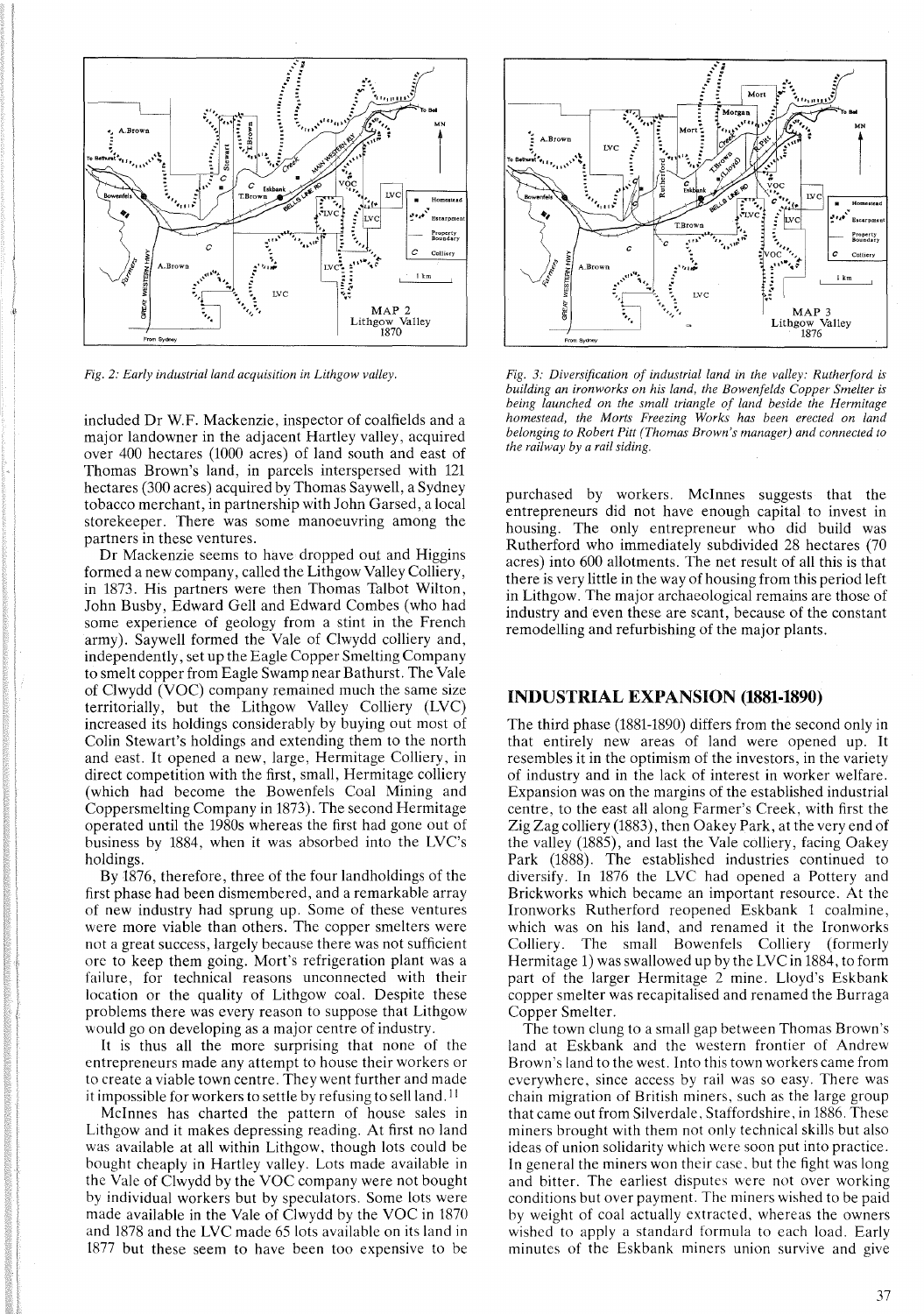*Fig. 2: Early industrial land acquisition in Lithgow valley.*

*Fig. 3: Diversification of industrial land in the valley: Rutherford is building an ironworks on his land, the Bowenfelds Copper Smelter is being launched on the small triangle of land beside the Hermitage homestead, the Morts Freezing Works has been erected on land belonging to Robert Pitt (Thomas Brown's manager) and connected to the railway by a rail siding.*

included Dr W.F. Mackenzie, inspector of coalfields and a major landowner in the adjacent Hartley valley, acquired over 400 hectares (1000 acres) of land south and east of Thomas Brown's land, in parcels interspersed with 121 hectares (300 acres) acquired by Thomas Saywell, a Sydney tobacco merchant, in partnership with John Garsed, a local storekeeper. There was some manoeuvring among the partners in these ventures.

Dr Mackenzie seems to have dropped out and Higgins formed a new company, called the Lithgow Valley Colliery, in 1873. His partners were then Thomas Talbot Wilton, John Busby, Edward Gell and Edward Combes (who had some experience of geology from a stint in the French army). Saywell formed the Vale of Clwydd colliery and, independently, set up the Eagle Copper Smelting Company to smelt copper from Eagle Swamp near Bathurst. The Vale of Clwydd (VOC) company remained much the same size territorially, but the Lithgow Valley Colliery (LVC) increased its holdings considerably by buying out most of Colin Stewart's holdings and extending them to the north and east. It opened a new, large, Hermitage Colliery, in direct competition with the first, small, Hermitage colliery (which had become the Bowenfels Coal Mining and Coppersmelting Company in 1873). The second Hermitage operated until the 1980s whereas the first had gone out of business by 1884, when it was absorbed into the LVC's holdings.

By 1876, therefore, three of the four landholdings of the first phase had been dismembered, and a remarkable array of new industry had sprung up. Some of these ventures were more viable than others. The copper smelters were not a great success, largely because there was not sufficient ore to keep them going. Mort's refrigeration plant was a failure, for technical reasons unconnected with their location or the quality of Lithgow coal. Despite these problems there was every reason to suppose that Lithgow would go on developing as a major centre of industry.

It is thus all the more surprising that none of the entrepreneurs made any attempt to house their workers or to create a viable town centre. They went further and made it impossible for workers to settle by refusing to sell land.[11]

McInnes has charted the pattern of house sales in Lithgow and it makes depressing reading. At first no land was available at all within Lithgow, though lots could be bought cheaply in Hartley valley. Lots made available in the Vale of Clwydd by the VOC company were not bought by individual workers but by speculators. Some lots were made available in the Vale of Clwydd by the VOC in 1870 and 1878 and the LVC made 65 lots available on its land in 1877 but these seem to have been too expensive to be purchased by workers. McInnes suggests that the entrepreneurs did not have enough capital to invest in housing. The only entrepreneur who did build was Rutherford who immediately subdivided 28 hectares (70 acres) into 600 allotments. The net result of all this is that there is very little in the way of housing from this period left in Lithgow. The major archaeological remains are those of industry and even these are scant, because of the constant remodelling and refurbishing of the major plants.

## INDUSTRIAL EXPANSION (1881-1890)

The third phase (1881-1890) differs from the second only in that entirely new areas of land were opened up. It resembles it in the optimism of the investors, in the variety of industry and in the lack of interest in worker welfare. Expansion was on the margins of the established industrial centre, to the east all along Farmer's Creek, with first the Zig Zag colliery (1883), then Oakey Park, at the very end of the valley (1885), and last the Vale colliery, facing Oakey Park (1888). The established industries continued to diversify. In 1876 the LVC had opened a Pottery and Brickworks which became an important resource. At the Ironworks Rutherford reopened Eskbank 1 coalmine, which was on his land, and renamed it the Ironworks Colliery. The small Bowenfels Colliery (formerly Hermitage 1) was swallowed up by the LVC in 1884, to form part of the larger Hermitage 2 mine. Lloyd's Eskbank copper smelter was recapitalised and renamed the Burraga Copper Smelter.

The town clung to a small gap between Thomas Brown's land at Eskbank and the western frontier of Andrew Brown's land to the west. Into this town workers came from everywhere, since access by rail was so easy. There was chain migration of British miners, such as the large group that came out from Silverdale, Staffordshire, in 1886. These miners brought with them not only technical skills but also ideas of union solidarity which were soon put into practice. In general the miners won their case, but the fight was long and bitter. The earliest disputes were not over working conditions but over payment. The miners wished to be paid by weight of coal actually extracted, whereas the owners wished to apply a standard formula to each load. Early minutes of the Eskbank miners union survive and give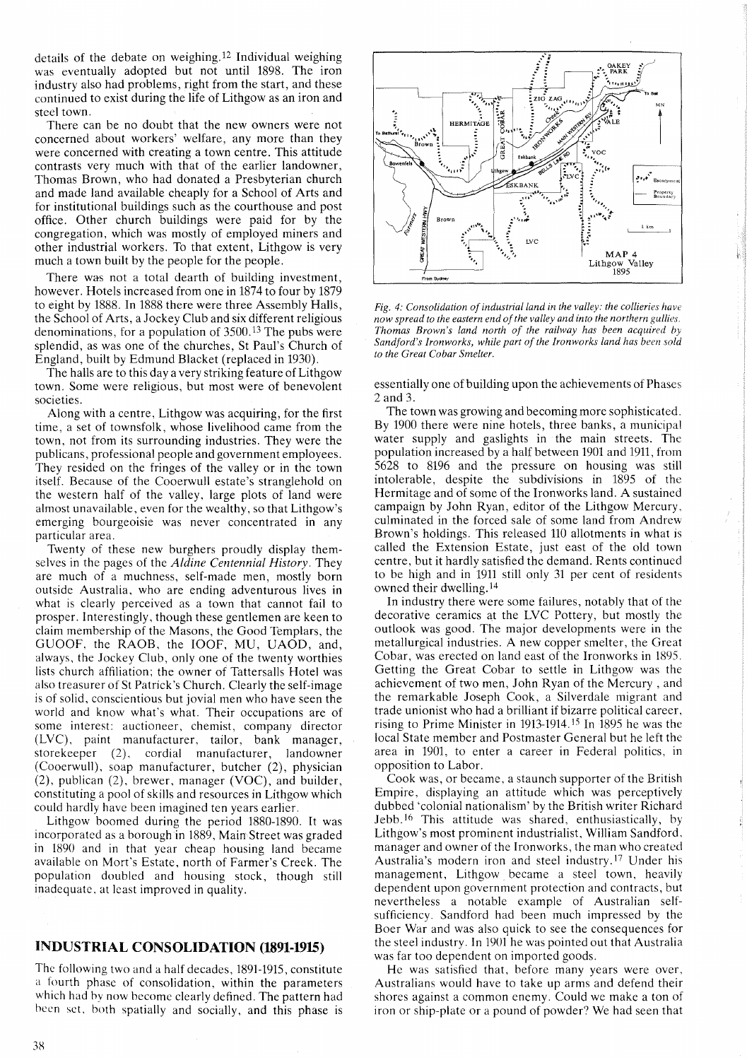details of the debate on weighing.[12] Individual weighing was eventually adopted but not until 1898. The iron industry also had problems, right from the start, and these continued to exist during the life of Lithgow as an iron and steel town.

There can be no doubt that the new owners were not concerned about workers' welfare, any more than they were concerned with creating a town centre. This attitude contrasts very much with that of the earlier landowner, Thomas Brown, who had donated a Presbyterian church and made land available cheaply for a School of Arts and for institutional buildings such as the courthouse and post office. Other church buildings were paid for by the congregation, which was mostly of employed miners and other industrial workers. To that extent, Lithgow is very much a town built by the people for the people.

There was not a total dearth of building investment, however. Hotels increased from one in 1874 to four by 1879 to eight by 1888. In 1888 there were three Assembly Halls, the School of Arts, a Jockey Club and six different religious denominations, for a population of 3500.[13] The pubs were splendid, as was one of the churches, St Paul's Church of England, built by Edmund Blacket (replaced in 1930).

The halls are to this day a very striking feature of Lithgow town. Some were religious, but most were of benevolent societies.

Along with a centre, Lithgow was acquiring, for the first time, a set of townsfolk, whose livelihood came from the town, not from its surrounding industries. They were the publicans, professional people and government employees. They resided on the fringes of the valley or in the town itself. Because of the Cooerwull estate's stranglehold on the western half of the valley, large plots of land were almost unavailable, even for the wealthy, so that Lithgow's emerging bourgeoisie was never concentrated in any particular area.

Twenty of these new burghers proudly display themselves in the pages of the *Aldine Centennial History*. They are much of a muchness, self-made men, mostly born outside Australia, who are ending adventurous lives in what is clearly perceived as a town that cannot fail to prosper. Interestingly, though these gentlemen are keen to claim membership of the Masons, the Good Templars, the GUOOF, the RAOB, the IOOF, MU, UAOD, and, always, the Jockey Club, only one of the twenty worthies lists church affiliation; the owner of Tattersalls Hotel was also treasurer of St Patrick's Church. Clearly the self-image is of solid, conscientious but jovial men who have seen the world and know what's what. Their occupations are of some interest: auctioneer, chemist, company director (LVC), paint manufacturer, tailor, bank manager, storekeeper (2), cordial manufacturer, landowner (Cooerwull), soap manufacturer, butcher (2), physician (2), publican (2), brewer, manager (VOC), and builder, constituting a pool of skills and resources in Lithgow which could hardly have been imagined ten years earlier.

Lithgow boomed during the period 1880-1890. It was incorporated as a borough in 1889, Main Street was graded in 1890 and in that year cheap housing land became available on Mort's Estate, north of Farmer's Creek. The population doubled and housing stock, though still inadequate, at least improved in quality.

## INDUSTRIAL CONSOLIDATION (1891-1915)

The following two and a half decades, 1891-1915, constitute a fourth phase of consolidation, within the parameters which had by now become clearly defined. The pattern had been set, both spatially and socially, and this phase is essentially one of building upon the achievements of Phases 2 and 3.

*Fig. 4: Consolidation of industrial land in the valley: the collieries have now spread to the eastern end of the valley and into the northern gullies. Thomas Brown's land north of the railway has been acquired by Sandford's Ironworks, while part of the Ironworks land has been sold to the Great Cobar Smelter.*

The town was growing and becoming more sophisticated. By 1900 there were nine hotels, three banks, a municipal water supply and gaslights in the main streets. The population increased by a half between 1901 and 1911, from 5628 to 8196 and the pressure on housing was still intolerable, despite the subdivisions in 1895 of the Hermitage and of some of the Ironworks land. A sustained campaign by John Ryan, editor of the Lithgow Mercury, culminated in the forced sale of some land from Andrew Brown's holdings. This released 110 allotments in what is called the Extension Estate, just east of the old town centre, but it hardly satisfied the demand. Rents continued to be high and in 1911 still only 31 per cent of residents owned their dwelling.[14]

In industry there were some failures, notably that of the decorative ceramics at the LVC Pottery, but mostly the outlook was good. The major developments were in the metallurgical industries. A new copper smelter, the Great Cobar, was erected on land east of the Ironworks in 1895. Getting the Great Cobar to settle in Lithgow was the achievement of two men, John Ryan of the Mercury, and the remarkable Joseph Cook, a Silverdale migrant and trade unionist who had a brilliant if bizarre political career, rising to Prime Minister in 1913-1914.[15] In 1895 he was the local State member and Postmaster General but he left the area in 1901, to enter a career in Federal politics, in opposition to Labor.

Cook was, or became, a staunch supporter of the British Empire, displaying an attitude which was perceptively dubbed 'colonial nationalism' by the British writer Richard Jebb.[16] This attitude was shared, enthusiastically, by Lithgow's most prominent industrialist, William Sandford, manager and owner of the Ironworks, the man who created Australia's modern iron and steel industry.[17] Under his management, Lithgow became a steel town, heavily dependent upon government protection and contracts, but nevertheless a notable example of Australian self-sufficiency. Sandford had been much impressed by the Boer War and was also quick to see the consequences for the steel industry. In 1901 he was pointed out that Australia was far too dependent on imported goods.

He was satisfied that, before many years were over, Australians would have to take up arms and defend their shores against a common enemy. Could we make a ton of iron or ship-plate or a pound of powder? We had seen that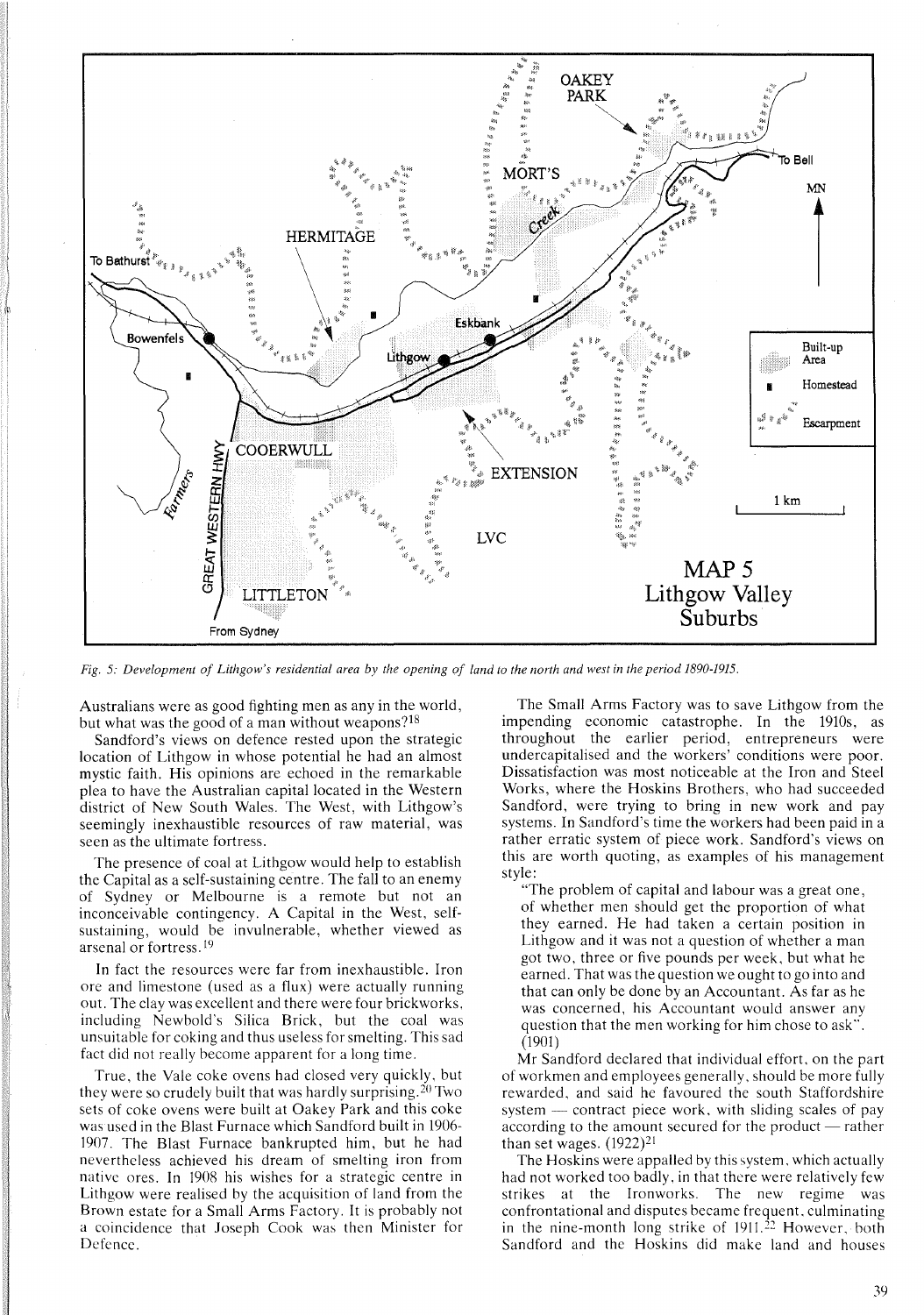*Fig. 5: Development of Lithgow's residential area by the opening of land to the north and west in the period 1890-1915.*

Australians were as good fighting men as any in the world, but what was the good of a man without weapons?[18]

Sandford's views on defence rested upon the strategic location of Lithgow in whose potential he had an almost mystic faith. His opinions are echoed in the remarkable plea to have the Australian capital located in the Western district of New South Wales. The West, with Lithgow's seemingly inexhaustible resources of raw material, was seen as the ultimate fortress.

The presence of coal at Lithgow would help to establish the Capital as a self-sustaining centre. The fall to an enemy of Sydney or Melbourne is a remote but not an inconceivable contingency. A Capital in the West, self-sustaining, would be invulnerable, whether viewed as arsenal or fortress.[19]

In fact the resources were far from inexhaustible. Iron ore and limestone (used as a flux) were actually running out. The clay was excellent and there were four brickworks, including Newbold's Silica Brick, but the coal was unsuitable for coking and thus useless for smelting. This sad fact did not really become apparent for a long time.

True, the Vale coke ovens had closed very quickly, but they were so crudely built that was hardly surprising.[20] Two sets of coke ovens were built at Oakey Park and this coke was used in the Blast Furnace which Sandford built in 1906-1907. The Blast Furnace bankrupted him, but he had nevertheless achieved his dream of smelting iron from native ores. In 1908 his wishes for a strategic centre in Lithgow were realised by the acquisition of land from the Brown estate for a Small Arms Factory. It is probably not a coincidence that Joseph Cook was then Minister for Defence.

The Small Arms Factory was to save Lithgow from the impending economic catastrophe. In the 1910s, as throughout the earlier period, entrepreneurs were undercapitalised and the workers' conditions were poor. Dissatisfaction was most noticeable at the Iron and Steel Works, where the Hoskins Brothers, who had succeeded Sandford, were trying to bring in new work and pay systems. In Sandford's time the workers had been paid in a rather erratic system of piece work. Sandford's views on this are worth quoting, as examples of his management style:

"The problem of capital and labour was a great one, of whether men should get the proportion of what they earned. He had taken a certain position in Lithgow and it was not a question of whether a man got two, three or five pounds per week, but what he earned. That was the question we ought to go into and that can only be done by an Accountant. As far as he was concerned, his Accountant would answer any question that the men working for him chose to ask". (1901)

Mr Sandford declared that individual effort, on the part of workmen and employees generally, should be more fully rewarded, and said he favoured the south Staffordshire system — contract piece work, with sliding scales of pay according to the amount secured for the product — rather than set wages. (1922)[21]

The Hoskins were appalled by this system, which actually had not worked too badly, in that there were relatively few strikes at the Ironworks. The new regime was confrontational and disputes became frequent, culminating in the nine-month long strike of 1911.[22] However, both Sandford and the Hoskins did make land and houses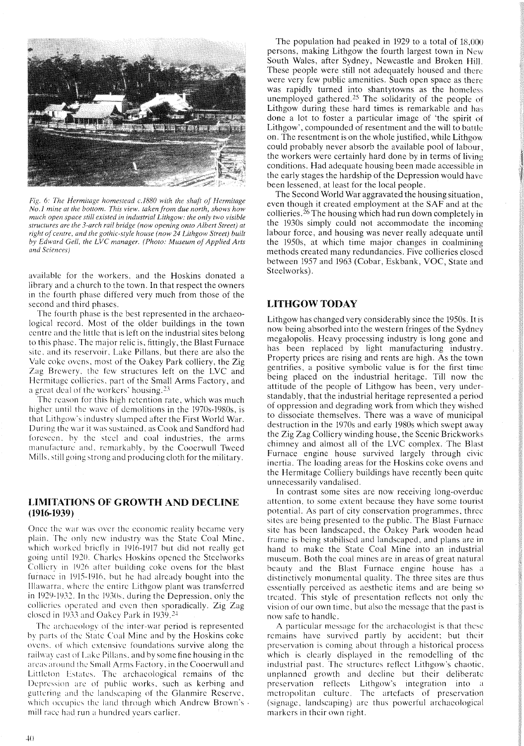*Fig. 6: The Hermitage homestead c.1880 with the shaft of Hermitage No.1 mine at the bottom. This view, taken from due north, shows how much open space still existed in industrial Lithgow: the only two visible structures are the 3-arch rail bridge (now opening onto Albert Street) at right of centre, and the gothic-style house (now 24 Lithgow Street) built by Edward Gell, the LVC manager. (Photo: Museum of Applied Arts and Sciences)*

available for the workers, and the Hoskins donated a library and a church to the town. In that respect the owners in the fourth phase differed very much from those of the second and third phases.

The fourth phase is the best represented in the archaeological record. Most of the older buildings in the town centre and the little that is left on the industrial sites belong to this phase. The major relic is, fittingly, the Blast Furnace site, and its reservoir, Lake Pillans, but there are also the Vale coke ovens, most of the Oakey Park colliery, the Zig Zag Brewery, the few structures left on the LVC and Hermitage collieries, part of the Small Arms Factory, and a great deal of the workers' housing.[23]

The reason for this high retention rate, which was much higher until the wave of demolitions in the 1970s-1980s, is that Lithgow's industry slumped after the First World War. During the war it was sustained, as Cook and Sandford had foreseen, by the steel and coal industries, the arms manufacture and, remarkably, by the Cooerwull Tweed Mills, still going strong and producing cloth for the military.

## LIMITATIONS OF GROWTH AND DECLINE (1916-1939)

Once the war was over the economic reality became very plain. The only new industry was the State Coal Mine, which worked briefly in 1916-1917 but did not really get going until 1920. Charles Hoskins opened the Steelworks Colliery in 1926 after building coke ovens for the blast furnace in 1915-1916, but he had already bought into the Illawarra, where the entire Lithgow plant was transferred in 1929-1932. In the 1930s, during the Depression, only the collieries operated and even then sporadically. Zig Zag closed in 1933 and Oakey Park in 1939.[24]

The archaeology of the inter-war period is represented by parts of the State Coal Mine and by the Hoskins coke ovens, of which extensive foundations survive along the railway east of Lake Pillans, and by some fine housing in the areas around the Small Arms Factory, in the Cooerwull and Littleton Estates. The archaeological remains of the Depression are of public works, such as kerbing and guttering and the landscaping of the Glanmire Reserve, which occupies the land through which Andrew Brown's mill race had run a hundred years earlier.

The population had peaked in 1929 to a total of 18,000 persons, making Lithgow the fourth largest town in New South Wales, after Sydney, Newcastle and Broken Hill. These people were still not adequately housed and there were very few public amenities. Such open space as there was rapidly turned into shantytowns as the homeless unemployed gathered.[25] The solidarity of the people of Lithgow during these hard times is remarkable and has done a lot to foster a particular image of 'the spirit of Lithgow', compounded of resentment and the will to battle on. The resentment is on the whole justified, while Lithgow could probably never absorb the available pool of labour, the workers were certainly hard done by in terms of living conditions. Had adequate housing been made accessible in the early stages the hardship of the Depression would have been lessened, at least for the local people.

The Second World War aggravated the housing situation, even though it created employment at the SAF and at the collieries.[26] The housing which had run down completely in the 1930s simply could not accommodate the incoming labour force, and housing was never really adequate until the 1950s, at which time major changes in coalmining methods created many redundancies. Five collieries closed between 1957 and 1963 (Cobar, Eskbank, VOC, State and Steelworks).

## LITHGOW TODAY

Lithgow has changed very considerably since the 1950s. It is now being absorbed into the western fringes of the Sydney megalopolis. Heavy processing industry is long gone and has been replaced by light manufacturing industry. Property prices are rising and rents are high. As the town gentrifies, a positive symbolic value is for the first time being placed on the industrial heritage. Till now the attitude of the people of Lithgow has been, very understandably, that the industrial heritage represented a period of oppression and degrading work from which they wished to dissociate themselves. There was a wave of municipal destruction in the 1970s and early 1980s which swept away the Zig Zag Colliery winding house, the Scenic Brickworks chimney and almost all of the LVC complex. The Blast Furnace engine house survived largely through civic inertia. The loading areas for the Hoskins coke ovens and the Hermitage Colliery buildings have recently been quite unnecessarily vandalised.

In contrast some sites are now receiving long-overdue attention, to some extent because they have some tourist potential. As part of city conservation programmes, three sites are being presented to the public. The Blast Furnace site has been landscaped, the Oakey Park wooden head frame is being stabilised and landscaped, and plans are in hand to make the State Coal Mine into an industrial museum. Both the coal mines are in areas of great natural beauty and the Blast Furnace engine house has a distinctively monumental quality. The three sites are thus essentially perceived as aesthetic items and are being so treated. This style of presentation reflects not only the vision of our own time, but also the message that the past is now safe to handle.

A particular message for the archaeologist is that these remains have survived partly by accident; but their preservation is coming about through a historical process which is clearly displayed in the remodelling of the industrial past. The structures reflect Lithgow's chaotic, unplanned growth and decline but their deliberate preservation reflects Lithgow's integration into a metropolitan culture. The artefacts of preservation (signage, landscaping) are thus powerful archaeological markers in their own right.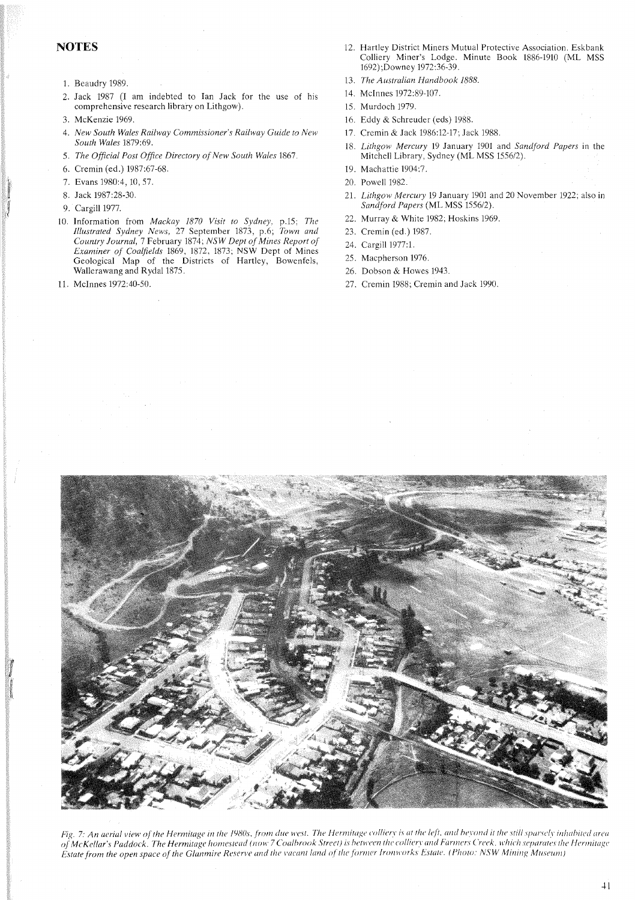## NOTES

1. Beaudry 1989.
2. Jack 1987 (I am indebted to Ian Jack for the use of his comprehensive research library on Lithgow).
3. McKenzie 1969.
4. *New South Wales Railway Commissioner's Railway Guide to New South Wales* 1879:69.
5. *The Official Post Office Directory of New South Wales* 1867.
6. Cremin (ed.) 1987:67-68.
7. Evans 1980:4, 10, 57.
8. Jack 1987:28-30.
9. Cargill 1977.
10. Information from *Mackay 1870 Visit to Sydney*, p.15; *The Illustrated Sydney News*, 27 September 1873, p.6; *Town and Country Journal*, 7 February 1874; *NSW Dept of Mines Report of Examiner of Coalfields* 1869, 1872, 1873; NSW Dept of Mines Geological Map of the Districts of Hartley, Bowenfels, Wallerawang and Rydal 1875.
11. McInnes 1972:40-50.
12. Hartley District Miners Mutual Protective Association. Eskbank Colliery Miner's Lodge. Minute Book 1886-1910 (ML MSS 1692);Downey 1972:36-39.
13. *The Australian Handbook 1888*.
14. McInnes 1972:89-107.
15. Murdoch 1979.
16. Eddy & Schreuder (eds) 1988.
17. Cremin & Jack 1986:12-17; Jack 1988.
18. *Lithgow Mercury* 19 January 1901 and *Sandford Papers* in the Mitchell Library, Sydney (ML MSS 1556/2).
19. Machattie 1904:7.
20. Powell 1982.
21. *Lithgow Mercury* 19 January 1901 and 20 November 1922; also in *Sandford Papers* (ML MSS 1556/2).
22. Murray & White 1982; Hoskins 1969.
23. Cremin (ed.) 1987.
24. Cargill 1977:1.
25. Macpherson 1976.
26. Dobson & Howes 1943.
27. Cremin 1988; Cremin and Jack 1990.

*Fig. 7: An aerial view of the Hermitage in the 1980s, from due west. The Hermitage colliery is at the left, and beyond it the still sparsely inhabited area of McKellar's Paddock. The Hermitage homestead (now 7 Coalbrook Street) is between the colliery and Farmers Creek, which separates the Hermitage Estate from the open space of the Glanmire Reserve and the vacant land of the former Ironworks Estate. (Photo: NSW Mining Museum)*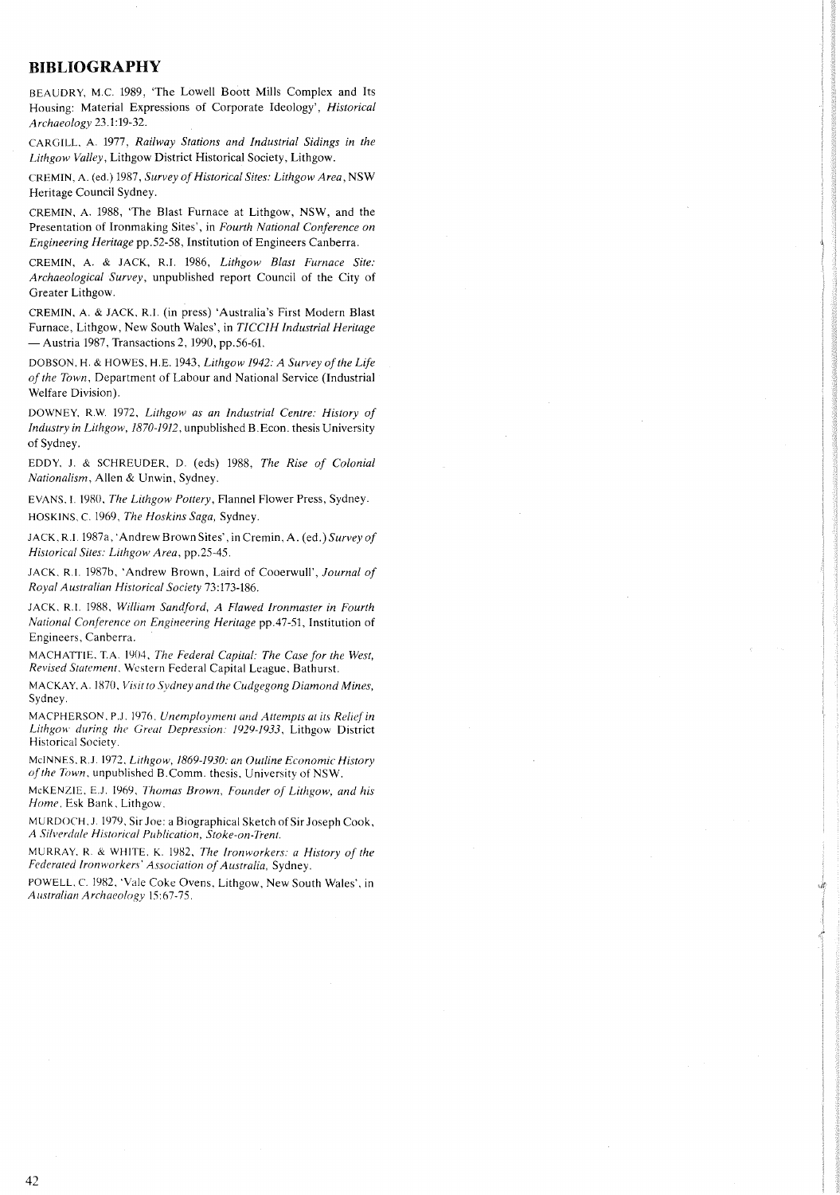## BIBLIOGRAPHY

BEAUDRY, M.C. 1989, 'The Lowell Boott Mills Complex and Its Housing: Material Expressions of Corporate Ideology', *Historical Archaeology* 23.1:19-32.

CARGILL, A. 1977, *Railway Stations and Industrial Sidings in the Lithgow Valley*, Lithgow District Historical Society, Lithgow.

CREMIN, A. (ed.) 1987, *Survey of Historical Sites: Lithgow Area*, NSW Heritage Council Sydney.

CREMIN, A. 1988, 'The Blast Furnace at Lithgow, NSW, and the Presentation of Ironmaking Sites', in *Fourth National Conference on Engineering Heritage* pp.52-58, Institution of Engineers Canberra.

CREMIN, A. & JACK, R.I. 1986, *Lithgow Blast Furnace Site: Archaeological Survey*, unpublished report Council of the City of Greater Lithgow.

CREMIN, A. & JACK, R.I. (in press) 'Australia's First Modern Blast Furnace, Lithgow, New South Wales', in *TICCIH Industrial Heritage* — Austria 1987, Transactions 2, 1990, pp.56-61.

DOBSON, H. & HOWES, H.E. 1943, *Lithgow 1942: A Survey of the Life of the Town*, Department of Labour and National Service (Industrial Welfare Division).

DOWNEY, R.W. 1972, *Lithgow as an Industrial Centre: History of Industry in Lithgow, 1870-1912*, unpublished B.Econ. thesis University of Sydney.

EDDY, J. & SCHREUDER, D. (eds) 1988, *The Rise of Colonial Nationalism*, Allen & Unwin, Sydney.

EVANS, I. 1980, *The Lithgow Pottery*, Flannel Flower Press, Sydney.

HOSKINS, C. 1969, *The Hoskins Saga*, Sydney.

JACK, R.I. 1987a, 'Andrew Brown Sites', in Cremin, A. (ed.) *Survey of Historical Sites: Lithgow Area*, pp.25-45.

JACK, R.I. 1987b, 'Andrew Brown, Laird of Cooerwull', *Journal of Royal Australian Historical Society* 73:173-186.

JACK, R.I. 1988, *William Sandford, A Flawed Ironmaster in Fourth National Conference on Engineering Heritage* pp.47-51, Institution of Engineers, Canberra.

MACHATTIE, T.A. 1904, *The Federal Capital: The Case for the West, Revised Statement*, Western Federal Capital League, Bathurst.

MACKAY, A. 1870, *Visit to Sydney and the Cudgegong Diamond Mines*, Sydney.

MACPHERSON, P.J. 1976, *Unemployment and Attempts at its Relief in Lithgow during the Great Depression: 1929-1933*, Lithgow District Historical Society.

McINNES, R.J. 1972, *Lithgow, 1869-1930: an Outline Economic History of the Town*, unpublished B.Comm. thesis, University of NSW.

McKENZIE, E.J. 1969, *Thomas Brown, Founder of Lithgow, and his Home*, Esk Bank, Lithgow.

MURDOCH, J. 1979, Sir Joe: a Biographical Sketch of Sir Joseph Cook, *A Silverdale Historical Publication, Stoke-on-Trent.*

MURRAY, R. & WHITE, K. 1982, *The Ironworkers: a History of the Federated Ironworkers' Association of Australia*, Sydney.

POWELL, C. 1982, 'Vale Coke Ovens, Lithgow, New South Wales', in *Australian Archaeology* 15:67-75.